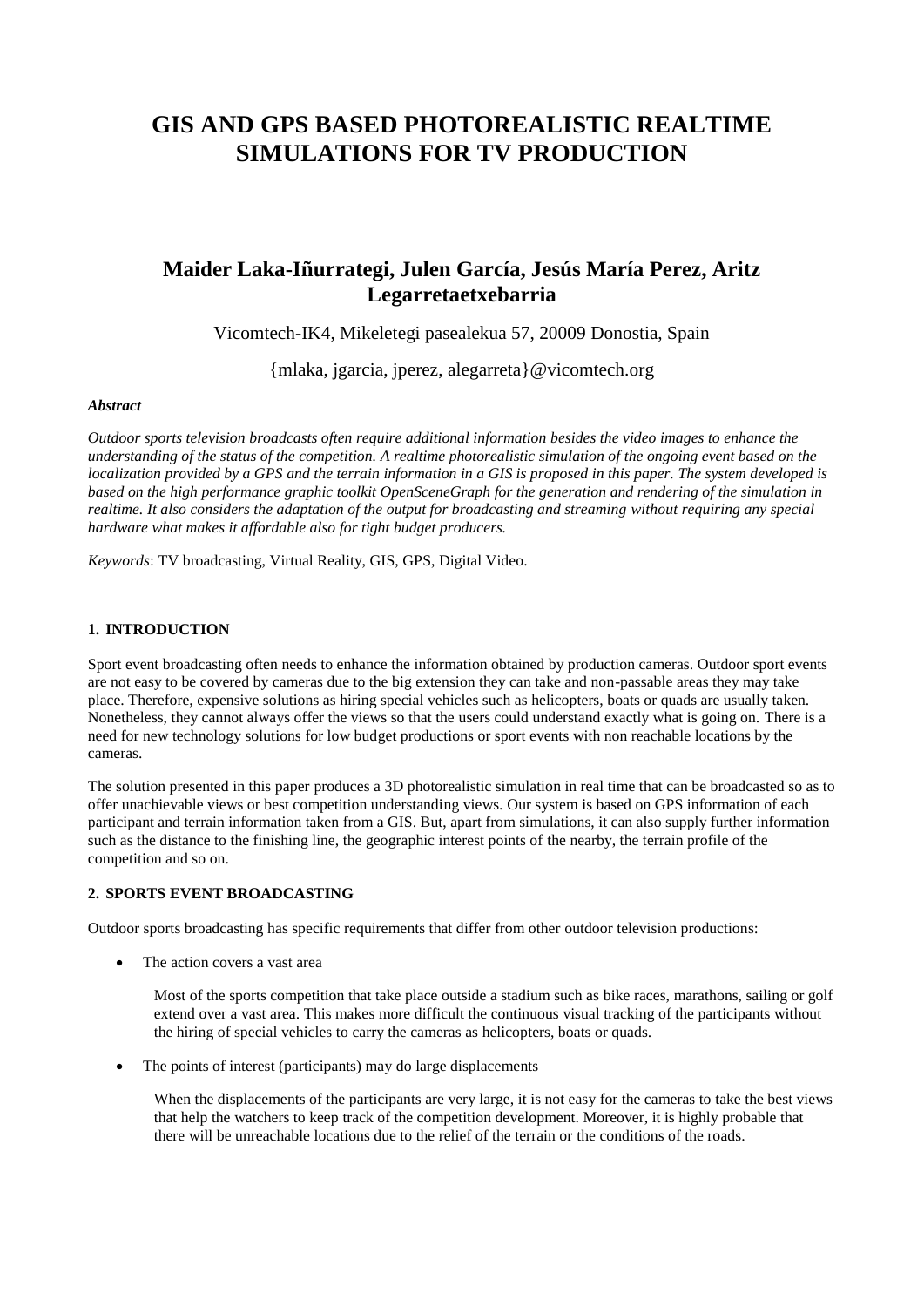# GIS AND GPS BASED PHOTOREALISTIC REALTIME SIMULATIONS FOR TV PRODUCTION

## Maider Laka-Iñurrategi, Julen García, Jesús María Perez, Aritz Legarretaetxebarria

Vicomtech-IK4, Mikeletegi pasealekua 57, 20009 Donostia, Spain

{mlaka, jgarcia, jperez, alegarreta}@vicomtech.org

***Abstract***

*Outdoor sports television broadcasts often require additional information besides the video images to enhance the understanding of the status of the competition. A realtime photorealistic simulation of the ongoing event based on the localization provided by a GPS and the terrain information in a GIS is proposed in this paper. The system developed is based on the high performance graphic toolkit OpenSceneGraph for the generation and rendering of the simulation in realtime. It also considers the adaptation of the output for broadcasting and streaming without requiring any special hardware what makes it affordable also for tight budget producers.*

*Keywords*: TV broadcasting, Virtual Reality, GIS, GPS, Digital Video.

### 1. INTRODUCTION

Sport event broadcasting often needs to enhance the information obtained by production cameras. Outdoor sport events are not easy to be covered by cameras due to the big extension they can take and non-passable areas they may take place. Therefore, expensive solutions as hiring special vehicles such as helicopters, boats or quads are usually taken. Nonetheless, they cannot always offer the views so that the users could understand exactly what is going on. There is a need for new technology solutions for low budget productions or sport events with non reachable locations by the cameras.

The solution presented in this paper produces a 3D photorealistic simulation in real time that can be broadcasted so as to offer unachievable views or best competition understanding views. Our system is based on GPS information of each participant and terrain information taken from a GIS. But, apart from simulations, it can also supply further information such as the distance to the finishing line, the geographic interest points of the nearby, the terrain profile of the competition and so on.

### 2. SPORTS EVENT BROADCASTING

Outdoor sports broadcasting has specific requirements that differ from other outdoor television productions:

- The action covers a vast area

  Most of the sports competition that take place outside a stadium such as bike races, marathons, sailing or golf extend over a vast area. This makes more difficult the continuous visual tracking of the participants without the hiring of special vehicles to carry the cameras as helicopters, boats or quads.

- The points of interest (participants) may do large displacements

  When the displacements of the participants are very large, it is not easy for the cameras to take the best views that help the watchers to keep track of the competition development. Moreover, it is highly probable that there will be unreachable locations due to the relief of the terrain or the conditions of the roads.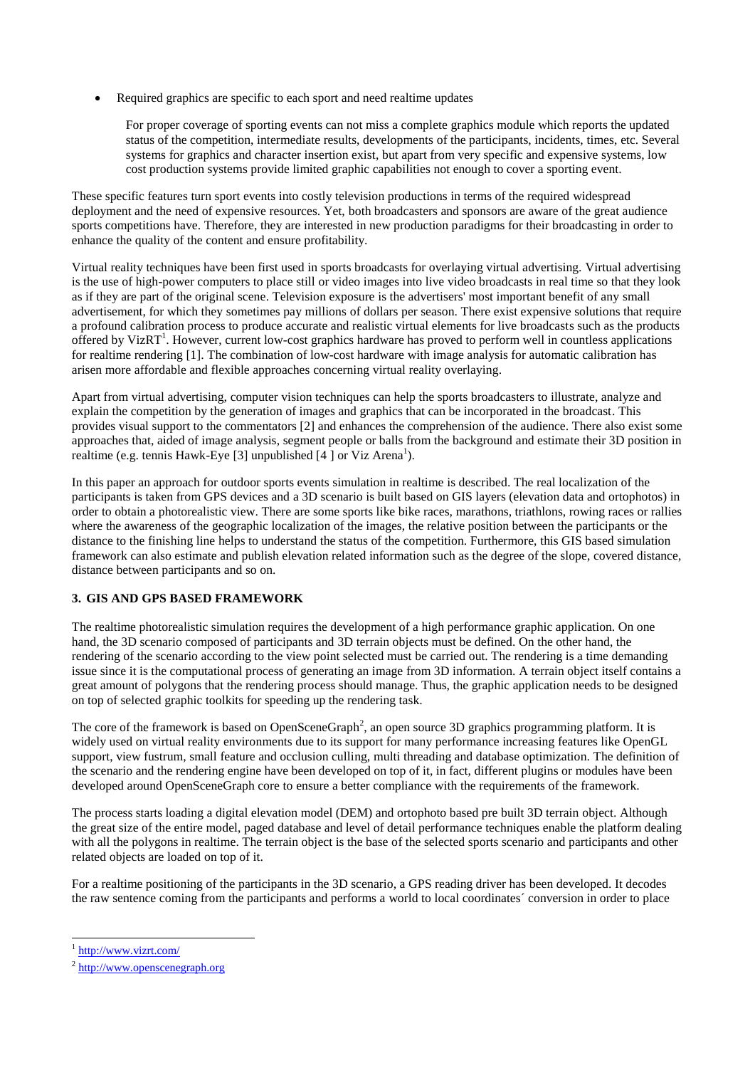- Required graphics are specific to each sport and need realtime updates

  For proper coverage of sporting events can not miss a complete graphics module which reports the updated status of the competition, intermediate results, developments of the participants, incidents, times, etc. Several systems for graphics and character insertion exist, but apart from very specific and expensive systems, low cost production systems provide limited graphic capabilities not enough to cover a sporting event.

These specific features turn sport events into costly television productions in terms of the required widespread deployment and the need of expensive resources. Yet, both broadcasters and sponsors are aware of the great audience sports competitions have. Therefore, they are interested in new production paradigms for their broadcasting in order to enhance the quality of the content and ensure profitability.

Virtual reality techniques have been first used in sports broadcasts for overlaying virtual advertising. Virtual advertising is the use of high-power computers to place still or video images into live video broadcasts in real time so that they look as if they are part of the original scene. Television exposure is the advertisers' most important benefit of any small advertisement, for which they sometimes pay millions of dollars per season. There exist expensive solutions that require a profound calibration process to produce accurate and realistic virtual elements for live broadcasts such as the products offered by VizRT[1]. However, current low-cost graphics hardware has proved to perform well in countless applications for realtime rendering [1]. The combination of low-cost hardware with image analysis for automatic calibration has arisen more affordable and flexible approaches concerning virtual reality overlaying.

Apart from virtual advertising, computer vision techniques can help the sports broadcasters to illustrate, analyze and explain the competition by the generation of images and graphics that can be incorporated in the broadcast. This provides visual support to the commentators [2] and enhances the comprehension of the audience. There also exist some approaches that, aided of image analysis, segment people or balls from the background and estimate their 3D position in realtime (e.g. tennis Hawk-Eye [3] unpublished [4 ] or Viz Arena[1]).

In this paper an approach for outdoor sports events simulation in realtime is described. The real localization of the participants is taken from GPS devices and a 3D scenario is built based on GIS layers (elevation data and ortophotos) in order to obtain a photorealistic view. There are some sports like bike races, marathons, triathlons, rowing races or rallies where the awareness of the geographic localization of the images, the relative position between the participants or the distance to the finishing line helps to understand the status of the competition. Furthermore, this GIS based simulation framework can also estimate and publish elevation related information such as the degree of the slope, covered distance, distance between participants and so on.

## 3. GIS AND GPS BASED FRAMEWORK

The realtime photorealistic simulation requires the development of a high performance graphic application. On one hand, the 3D scenario composed of participants and 3D terrain objects must be defined. On the other hand, the rendering of the scenario according to the view point selected must be carried out. The rendering is a time demanding issue since it is the computational process of generating an image from 3D information. A terrain object itself contains a great amount of polygons that the rendering process should manage. Thus, the graphic application needs to be designed on top of selected graphic toolkits for speeding up the rendering task.

The core of the framework is based on OpenSceneGraph[2], an open source 3D graphics programming platform. It is widely used on virtual reality environments due to its support for many performance increasing features like OpenGL support, view fustrum, small feature and occlusion culling, multi threading and database optimization. The definition of the scenario and the rendering engine have been developed on top of it, in fact, different plugins or modules have been developed around OpenSceneGraph core to ensure a better compliance with the requirements of the framework.

The process starts loading a digital elevation model (DEM) and ortophoto based pre built 3D terrain object. Although the great size of the entire model, paged database and level of detail performance techniques enable the platform dealing with all the polygons in realtime. The terrain object is the base of the selected sports scenario and participants and other related objects are loaded on top of it.

For a realtime positioning of the participants in the 3D scenario, a GPS reading driver has been developed. It decodes the raw sentence coming from the participants and performs a world to local coordinates´ conversion in order to place

---

[1] http://www.vizrt.com/

[2] http://www.openscenegraph.org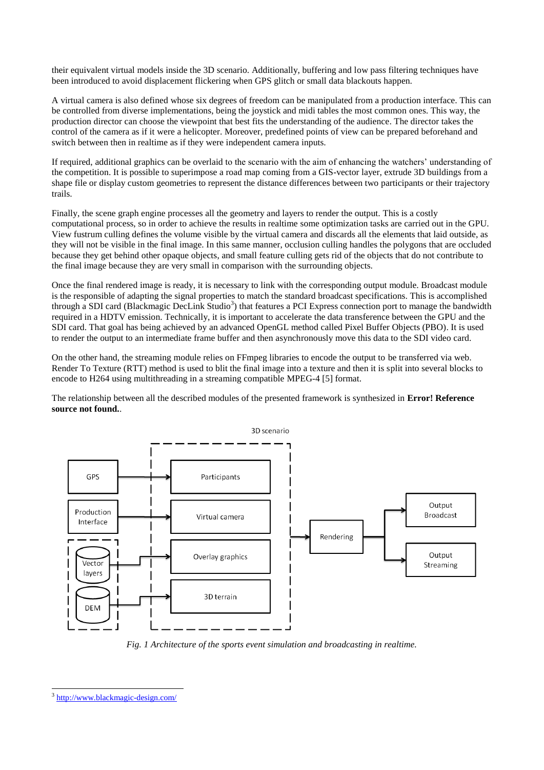their equivalent virtual models inside the 3D scenario. Additionally, buffering and low pass filtering techniques have been introduced to avoid displacement flickering when GPS glitch or small data blackouts happen.

A virtual camera is also defined whose six degrees of freedom can be manipulated from a production interface. This can be controlled from diverse implementations, being the joystick and midi tables the most common ones. This way, the production director can choose the viewpoint that best fits the understanding of the audience. The director takes the control of the camera as if it were a helicopter. Moreover, predefined points of view can be prepared beforehand and switch between then in realtime as if they were independent camera inputs.

If required, additional graphics can be overlaid to the scenario with the aim of enhancing the watchers' understanding of the competition. It is possible to superimpose a road map coming from a GIS-vector layer, extrude 3D buildings from a shape file or display custom geometries to represent the distance differences between two participants or their trajectory trails.

Finally, the scene graph engine processes all the geometry and layers to render the output. This is a costly computational process, so in order to achieve the results in realtime some optimization tasks are carried out in the GPU. View fustrum culling defines the volume visible by the virtual camera and discards all the elements that laid outside, as they will not be visible in the final image. In this same manner, occlusion culling handles the polygons that are occluded because they get behind other opaque objects, and small feature culling gets rid of the objects that do not contribute to the final image because they are very small in comparison with the surrounding objects.

Once the final rendered image is ready, it is necessary to link with the corresponding output module. Broadcast module is the responsible of adapting the signal properties to match the standard broadcast specifications. This is accomplished through a SDI card (Blackmagic DecLink Studio[3]) that features a PCI Express connection port to manage the bandwidth required in a HDTV emission. Technically, it is important to accelerate the data transference between the GPU and the SDI card. That goal has being achieved by an advanced OpenGL method called Pixel Buffer Objects (PBO). It is used to render the output to an intermediate frame buffer and then asynchronously move this data to the SDI video card.

On the other hand, the streaming module relies on FFmpeg libraries to encode the output to be transferred via web. Render To Texture (RTT) method is used to blit the final image into a texture and then it is split into several blocks to encode to H264 using multithreading in a streaming compatible MPEG-4 [5] format.

The relationship between all the described modules of the presented framework is synthesized in **Error! Reference source not found.**.

*Fig. 1 Architecture of the sports event simulation and broadcasting in realtime.*

[3] http://www.blackmagic-design.com/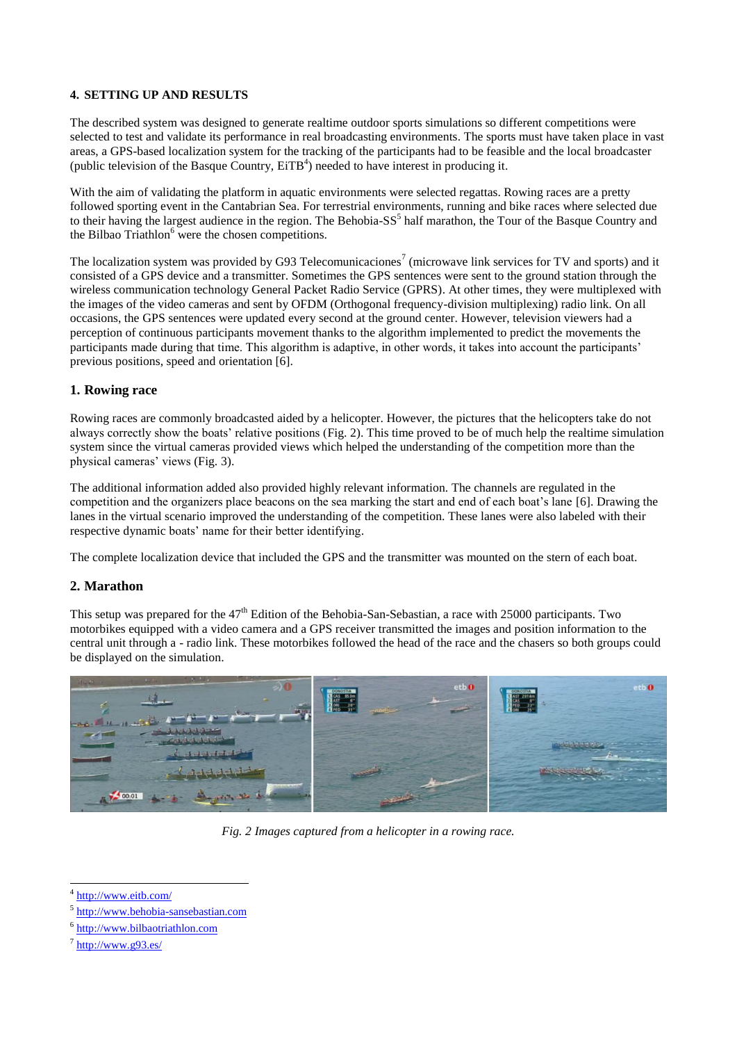#### 4. SETTING UP AND RESULTS

The described system was designed to generate realtime outdoor sports simulations so different competitions were selected to test and validate its performance in real broadcasting environments. The sports must have taken place in vast areas, a GPS-based localization system for the tracking of the participants had to be feasible and the local broadcaster (public television of the Basque Country, EiTB[4]) needed to have interest in producing it.

With the aim of validating the platform in aquatic environments were selected regattas. Rowing races are a pretty followed sporting event in the Cantabrian Sea. For terrestrial environments, running and bike races where selected due to their having the largest audience in the region. The Behobia-SS[5] half marathon, the Tour of the Basque Country and the Bilbao Triathlon[6] were the chosen competitions.

The localization system was provided by G93 Telecomunicaciones[7] (microwave link services for TV and sports) and it consisted of a GPS device and a transmitter. Sometimes the GPS sentences were sent to the ground station through the wireless communication technology General Packet Radio Service (GPRS). At other times, they were multiplexed with the images of the video cameras and sent by OFDM (Orthogonal frequency-division multiplexing) radio link. On all occasions, the GPS sentences were updated every second at the ground center. However, television viewers had a perception of continuous participants movement thanks to the algorithm implemented to predict the movements the participants made during that time. This algorithm is adaptive, in other words, it takes into account the participants' previous positions, speed and orientation [6].

### 1. Rowing race

Rowing races are commonly broadcasted aided by a helicopter. However, the pictures that the helicopters take do not always correctly show the boats' relative positions (Fig. 2). This time proved to be of much help the realtime simulation system since the virtual cameras provided views which helped the understanding of the competition more than the physical cameras' views (Fig. 3).

The additional information added also provided highly relevant information. The channels are regulated in the competition and the organizers place beacons on the sea marking the start and end of each boat's lane [6]. Drawing the lanes in the virtual scenario improved the understanding of the competition. These lanes were also labeled with their respective dynamic boats' name for their better identifying.

The complete localization device that included the GPS and the transmitter was mounted on the stern of each boat.

### 2. Marathon

This setup was prepared for the 47th Edition of the Behobia-San-Sebastian, a race with 25000 participants. Two motorbikes equipped with a video camera and a GPS receiver transmitted the images and position information to the central unit through a - radio link. These motorbikes followed the head of the race and the chasers so both groups could be displayed on the simulation.

*Fig. 2 Images captured from a helicopter in a rowing race.*

---

[4] http://www.eitb.com/

[5] http://www.behobia-sansebastian.com

[6] http://www.bilbaotriathlon.com

[7] http://www.g93.es/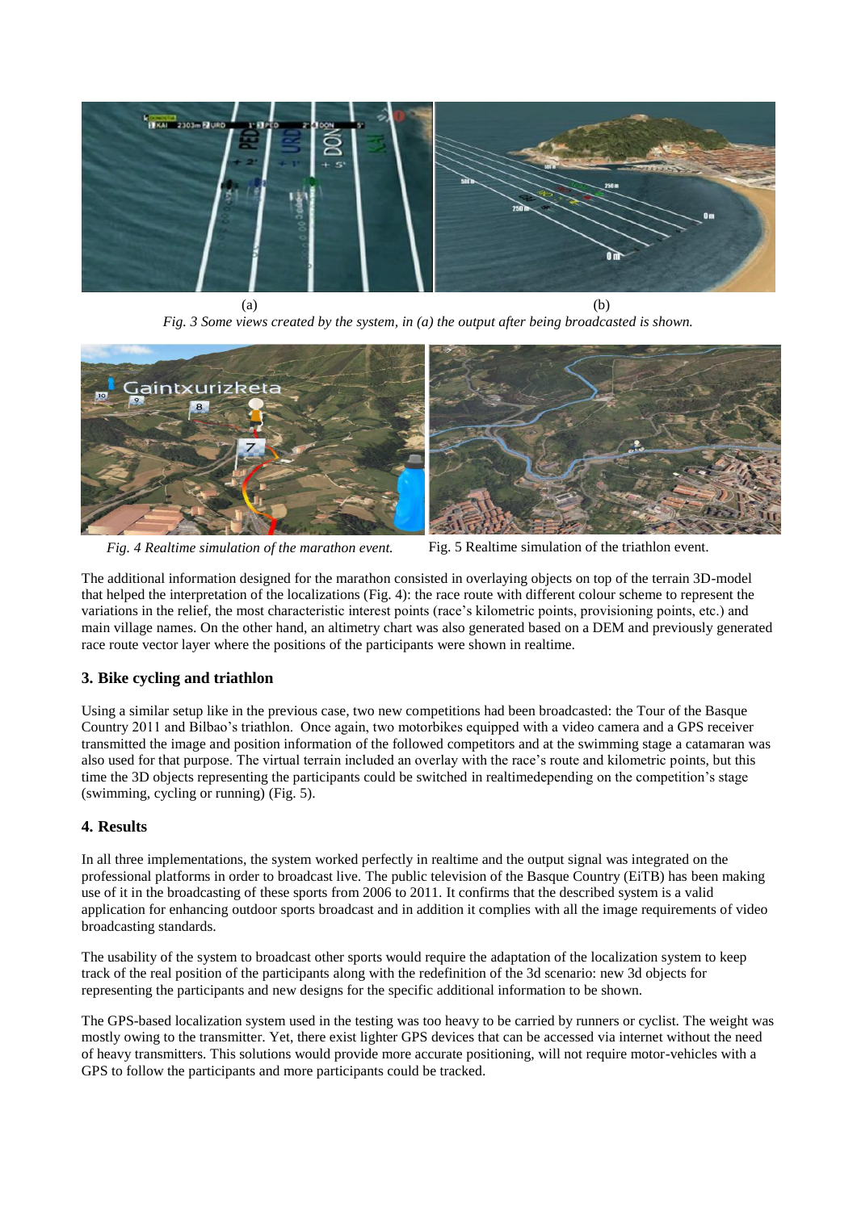(a) (b)

*Fig. 3 Some views created by the system, in (a) the output after being broadcasted is shown.*

*Fig. 4 Realtime simulation of the marathon event.*

Fig. 5 Realtime simulation of the triathlon event.

The additional information designed for the marathon consisted in overlaying objects on top of the terrain 3D-model that helped the interpretation of the localizations (Fig. 4): the race route with different colour scheme to represent the variations in the relief, the most characteristic interest points (race's kilometric points, provisioning points, etc.) and main village names. On the other hand, an altimetry chart was also generated based on a DEM and previously generated race route vector layer where the positions of the participants were shown in realtime.

## 3. Bike cycling and triathlon

Using a similar setup like in the previous case, two new competitions had been broadcasted: the Tour of the Basque Country 2011 and Bilbao's triathlon. Once again, two motorbikes equipped with a video camera and a GPS receiver transmitted the image and position information of the followed competitors and at the swimming stage a catamaran was also used for that purpose. The virtual terrain included an overlay with the race's route and kilometric points, but this time the 3D objects representing the participants could be switched in realtimedepending on the competition's stage (swimming, cycling or running) (Fig. 5).

## 4. Results

In all three implementations, the system worked perfectly in realtime and the output signal was integrated on the professional platforms in order to broadcast live. The public television of the Basque Country (EiTB) has been making use of it in the broadcasting of these sports from 2006 to 2011. It confirms that the described system is a valid application for enhancing outdoor sports broadcast and in addition it complies with all the image requirements of video broadcasting standards.

The usability of the system to broadcast other sports would require the adaptation of the localization system to keep track of the real position of the participants along with the redefinition of the 3d scenario: new 3d objects for representing the participants and new designs for the specific additional information to be shown.

The GPS-based localization system used in the testing was too heavy to be carried by runners or cyclist. The weight was mostly owing to the transmitter. Yet, there exist lighter GPS devices that can be accessed via internet without the need of heavy transmitters. This solutions would provide more accurate positioning, will not require motor-vehicles with a GPS to follow the participants and more participants could be tracked.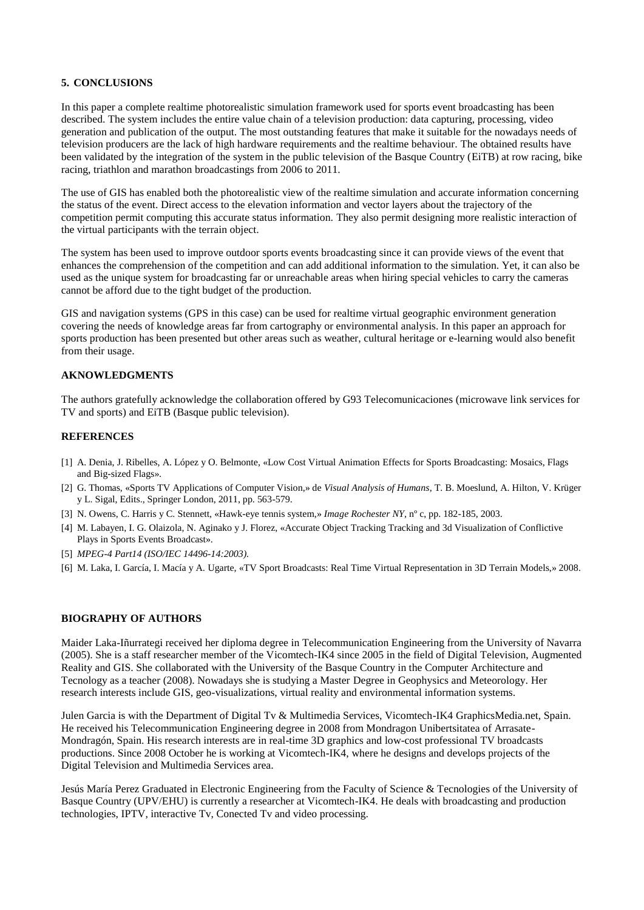## 5. CONCLUSIONS

In this paper a complete realtime photorealistic simulation framework used for sports event broadcasting has been described. The system includes the entire value chain of a television production: data capturing, processing, video generation and publication of the output. The most outstanding features that make it suitable for the nowadays needs of television producers are the lack of high hardware requirements and the realtime behaviour. The obtained results have been validated by the integration of the system in the public television of the Basque Country (EiTB) at row racing, bike racing, triathlon and marathon broadcastings from 2006 to 2011.

The use of GIS has enabled both the photorealistic view of the realtime simulation and accurate information concerning the status of the event. Direct access to the elevation information and vector layers about the trajectory of the competition permit computing this accurate status information. They also permit designing more realistic interaction of the virtual participants with the terrain object.

The system has been used to improve outdoor sports events broadcasting since it can provide views of the event that enhances the comprehension of the competition and can add additional information to the simulation. Yet, it can also be used as the unique system for broadcasting far or unreachable areas when hiring special vehicles to carry the cameras cannot be afford due to the tight budget of the production.

GIS and navigation systems (GPS in this case) can be used for realtime virtual geographic environment generation covering the needs of knowledge areas far from cartography or environmental analysis. In this paper an approach for sports production has been presented but other areas such as weather, cultural heritage or e-learning would also benefit from their usage.

## AKNOWLEDGMENTS

The authors gratefully acknowledge the collaboration offered by G93 Telecomunicaciones (microwave link services for TV and sports) and EiTB (Basque public television).

## REFERENCES

[1] A. Denia, J. Ribelles, A. López y O. Belmonte, «Low Cost Virtual Animation Effects for Sports Broadcasting: Mosaics, Flags and Big-sized Flags».

[2] G. Thomas, «Sports TV Applications of Computer Vision,» de *Visual Analysis of Humans*, T. B. Moeslund, A. Hilton, V. Krüger y L. Sigal, Edits., Springer London, 2011, pp. 563-579.

[3] N. Owens, C. Harris y C. Stennett, «Hawk-eye tennis system,» *Image Rochester NY,* nº c, pp. 182-185, 2003.

[4] M. Labayen, I. G. Olaizola, N. Aginako y J. Florez, «Accurate Object Tracking Tracking and 3d Visualization of Conflictive Plays in Sports Events Broadcast».

[5] *MPEG-4 Part14 (ISO/IEC 14496-14:2003).*

[6] M. Laka, I. García, I. Macía y A. Ugarte, «TV Sport Broadcasts: Real Time Virtual Representation in 3D Terrain Models,» 2008.

## BIOGRAPHY OF AUTHORS

Maider Laka-Iñurrategi received her diploma degree in Telecommunication Engineering from the University of Navarra (2005). She is a staff researcher member of the Vicomtech-IK4 since 2005 in the field of Digital Television, Augmented Reality and GIS. She collaborated with the University of the Basque Country in the Computer Architecture and Tecnology as a teacher (2008). Nowadays she is studying a Master Degree in Geophysics and Meteorology. Her research interests include GIS, geo-visualizations, virtual reality and environmental information systems.

Julen Garcia is with the Department of Digital Tv & Multimedia Services, Vicomtech-IK4 GraphicsMedia.net, Spain. He received his Telecommunication Engineering degree in 2008 from Mondragon Unibertsitatea of Arrasate-Mondragón, Spain. His research interests are in real-time 3D graphics and low-cost professional TV broadcasts productions. Since 2008 October he is working at Vicomtech-IK4, where he designs and develops projects of the Digital Television and Multimedia Services area.

Jesús María Perez Graduated in Electronic Engineering from the Faculty of Science & Tecnologies of the University of Basque Country (UPV/EHU) is currently a researcher at Vicomtech-IK4. He deals with broadcasting and production technologies, IPTV, interactive Tv, Conected Tv and video processing.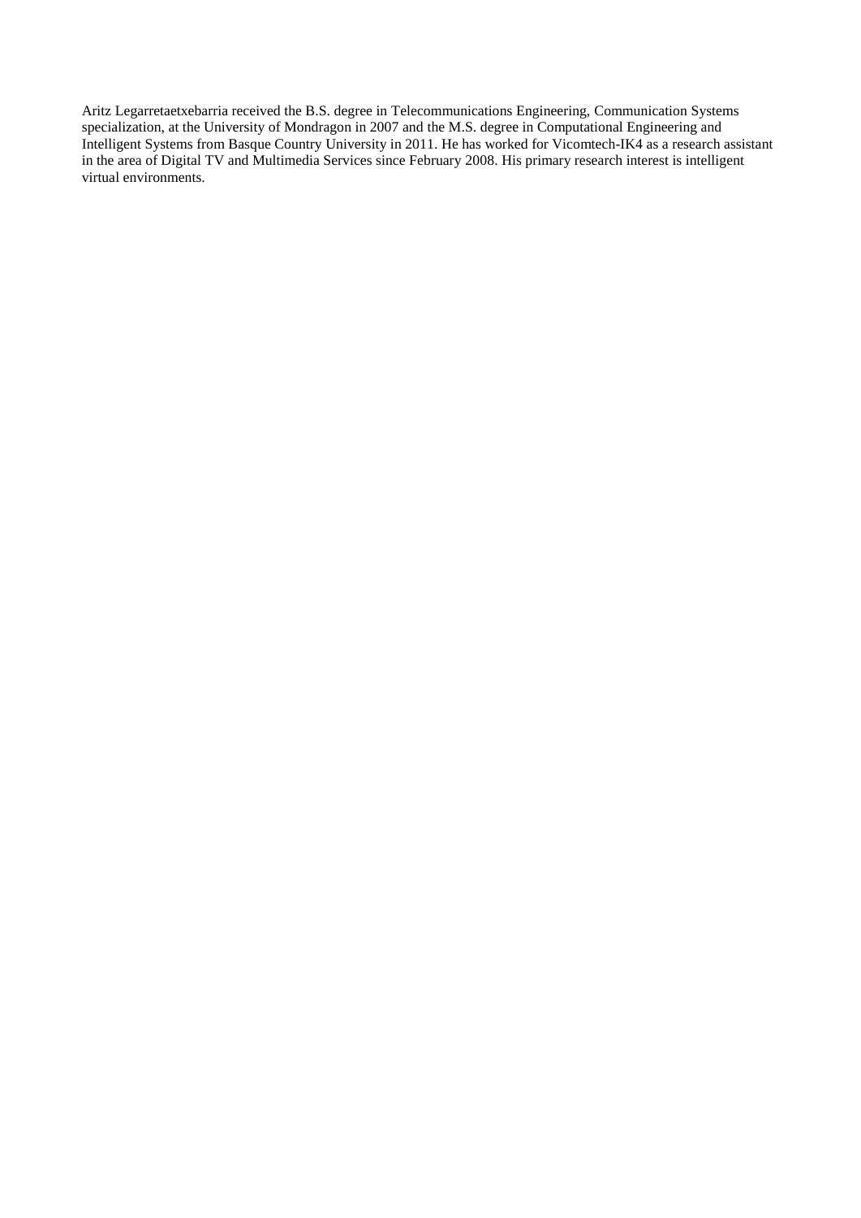Aritz Legarretaetxebarria received the B.S. degree in Telecommunications Engineering, Communication Systems specialization, at the University of Mondragon in 2007 and the M.S. degree in Computational Engineering and Intelligent Systems from Basque Country University in 2011. He has worked for Vicomtech-IK4 as a research assistant in the area of Digital TV and Multimedia Services since February 2008. His primary research interest is intelligent virtual environments.